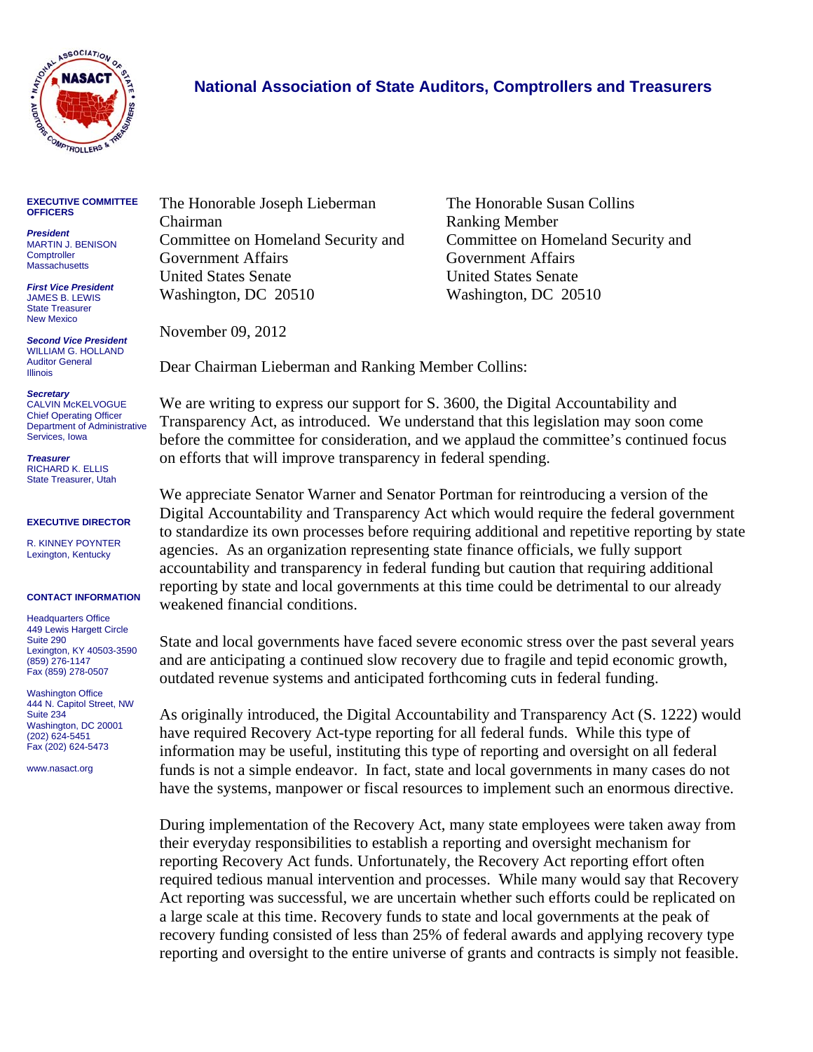# National Association of State Auditors, Comptrollers and Treasurers

**EXECUTIVE COMMITTEE OFFICERS**

***President***
MARTIN J. BENISON
Comptroller
Massachusetts

***First Vice President***
JAMES B. LEWIS
State Treasurer
New Mexico

***Second Vice President***
WILLIAM G. HOLLAND
Auditor General
Illinois

***Secretary***
CALVIN McKELVOGUE
Chief Operating Officer
Department of Administrative Services, Iowa

***Treasurer***
RICHARD K. ELLIS
State Treasurer, Utah

**EXECUTIVE DIRECTOR**

R. KINNEY POYNTER
Lexington, Kentucky

**CONTACT INFORMATION**

Headquarters Office
449 Lewis Hargett Circle
Suite 290
Lexington, KY 40503-3590
(859) 276-1147
Fax (859) 278-0507

Washington Office
444 N. Capitol Street, NW
Suite 234
Washington, DC 20001
(202) 624-5451
Fax (202) 624-5473

www.nasact.org

---

The Honorable Joseph Lieberman
Chairman
Committee on Homeland Security and Government Affairs
United States Senate
Washington, DC 20510

The Honorable Susan Collins
Ranking Member
Committee on Homeland Security and Government Affairs
United States Senate
Washington, DC 20510

November 09, 2012

Dear Chairman Lieberman and Ranking Member Collins:

We are writing to express our support for S. 3600, the Digital Accountability and Transparency Act, as introduced. We understand that this legislation may soon come before the committee for consideration, and we applaud the committee's continued focus on efforts that will improve transparency in federal spending.

We appreciate Senator Warner and Senator Portman for reintroducing a version of the Digital Accountability and Transparency Act which would require the federal government to standardize its own processes before requiring additional and repetitive reporting by state agencies. As an organization representing state finance officials, we fully support accountability and transparency in federal funding but caution that requiring additional reporting by state and local governments at this time could be detrimental to our already weakened financial conditions.

State and local governments have faced severe economic stress over the past several years and are anticipating a continued slow recovery due to fragile and tepid economic growth, outdated revenue systems and anticipated forthcoming cuts in federal funding.

As originally introduced, the Digital Accountability and Transparency Act (S. 1222) would have required Recovery Act-type reporting for all federal funds. While this type of information may be useful, instituting this type of reporting and oversight on all federal funds is not a simple endeavor. In fact, state and local governments in many cases do not have the systems, manpower or fiscal resources to implement such an enormous directive.

During implementation of the Recovery Act, many state employees were taken away from their everyday responsibilities to establish a reporting and oversight mechanism for reporting Recovery Act funds. Unfortunately, the Recovery Act reporting effort often required tedious manual intervention and processes. While many would say that Recovery Act reporting was successful, we are uncertain whether such efforts could be replicated on a large scale at this time. Recovery funds to state and local governments at the peak of recovery funding consisted of less than 25% of federal awards and applying recovery type reporting and oversight to the entire universe of grants and contracts is simply not feasible.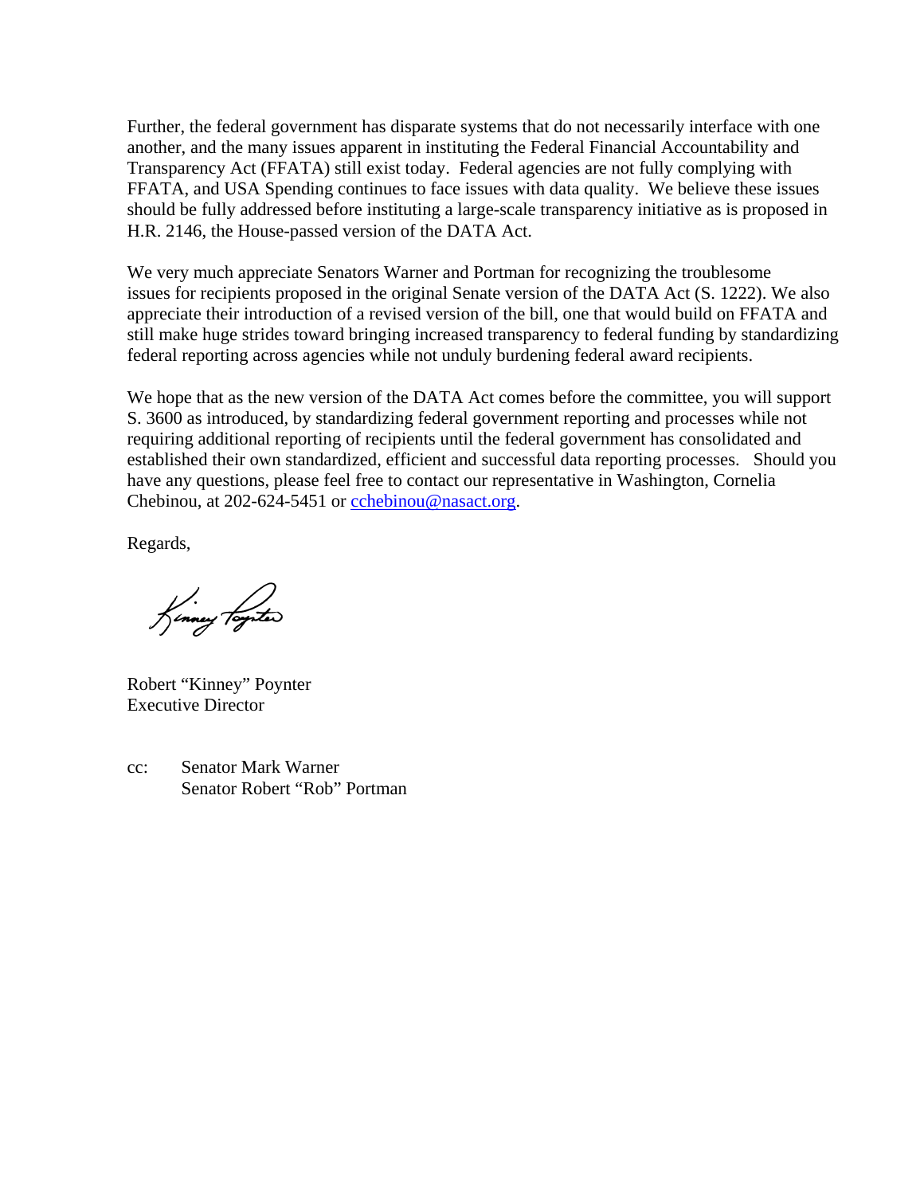Further, the federal government has disparate systems that do not necessarily interface with one another, and the many issues apparent in instituting the Federal Financial Accountability and Transparency Act (FFATA) still exist today. Federal agencies are not fully complying with FFATA, and USA Spending continues to face issues with data quality. We believe these issues should be fully addressed before instituting a large-scale transparency initiative as is proposed in H.R. 2146, the House-passed version of the DATA Act.

We very much appreciate Senators Warner and Portman for recognizing the troublesome issues for recipients proposed in the original Senate version of the DATA Act (S. 1222). We also appreciate their introduction of a revised version of the bill, one that would build on FFATA and still make huge strides toward bringing increased transparency to federal funding by standardizing federal reporting across agencies while not unduly burdening federal award recipients.

We hope that as the new version of the DATA Act comes before the committee, you will support S. 3600 as introduced, by standardizing federal government reporting and processes while not requiring additional reporting of recipients until the federal government has consolidated and established their own standardized, efficient and successful data reporting processes. Should you have any questions, please feel free to contact our representative in Washington, Cornelia Chebinou, at 202-624-5451 or cchebinou@nasact.org.

Regards,

Robert "Kinney" Poynter
Executive Director

cc: Senator Mark Warner
Senator Robert "Rob" Portman